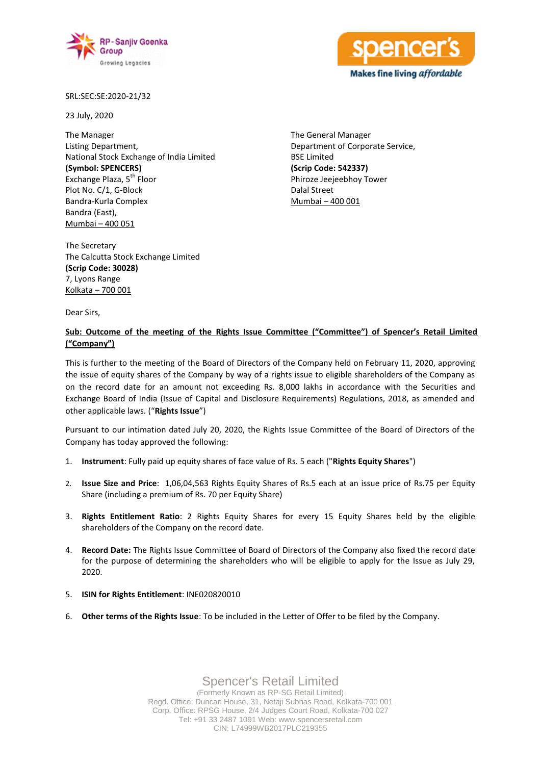SRL:SEC:SE:2020-21/32

23 July, 2020

The Manager
Listing Department,
National Stock Exchange of India Limited
**(Symbol: SPENCERS)**
Exchange Plaza, 5th Floor
Plot No. C/1, G-Block
Bandra-Kurla Complex
Bandra (East),
Mumbai – 400 051

The General Manager
Department of Corporate Service,
BSE Limited
**(Scrip Code: 542337)**
Phiroze Jeejeebhoy Tower
Dalal Street
Mumbai – 400 001

The Secretary
The Calcutta Stock Exchange Limited
**(Scrip Code: 30028)**
7, Lyons Range
Kolkata – 700 001

Dear Sirs,

**Sub: Outcome of the meeting of the Rights Issue Committee ("Committee") of Spencer's Retail Limited ("Company")**

This is further to the meeting of the Board of Directors of the Company held on February 11, 2020, approving the issue of equity shares of the Company by way of a rights issue to eligible shareholders of the Company as on the record date for an amount not exceeding Rs. 8,000 lakhs in accordance with the Securities and Exchange Board of India (Issue of Capital and Disclosure Requirements) Regulations, 2018, as amended and other applicable laws. ("**Rights Issue**")

Pursuant to our intimation dated July 20, 2020, the Rights Issue Committee of the Board of Directors of the Company has today approved the following:

1. **Instrument**: Fully paid up equity shares of face value of Rs. 5 each ("**Rights Equity Shares**")

2. **Issue Size and Price**: 1,06,04,563 Rights Equity Shares of Rs.5 each at an issue price of Rs.75 per Equity Share (including a premium of Rs. 70 per Equity Share)

3. **Rights Entitlement Ratio**: 2 Rights Equity Shares for every 15 Equity Shares held by the eligible shareholders of the Company on the record date.

4. **Record Date:** The Rights Issue Committee of Board of Directors of the Company also fixed the record date for the purpose of determining the shareholders who will be eligible to apply for the Issue as July 29, 2020.

5. **ISIN for Rights Entitlement**: INE020820010

6. **Other terms of the Rights Issue**: To be included in the Letter of Offer to be filed by the Company.

Spencer's Retail Limited
(Formerly Known as RP-SG Retail Limited)
Regd. Office: Duncan House, 31, Netaji Subhas Road, Kolkata-700 001
Corp. Office: RPSG House, 2/4 Judges Court Road, Kolkata-700 027
Tel: +91 33 2487 1091 Web: www.spencersretail.com
CIN: L74999WB2017PLC219355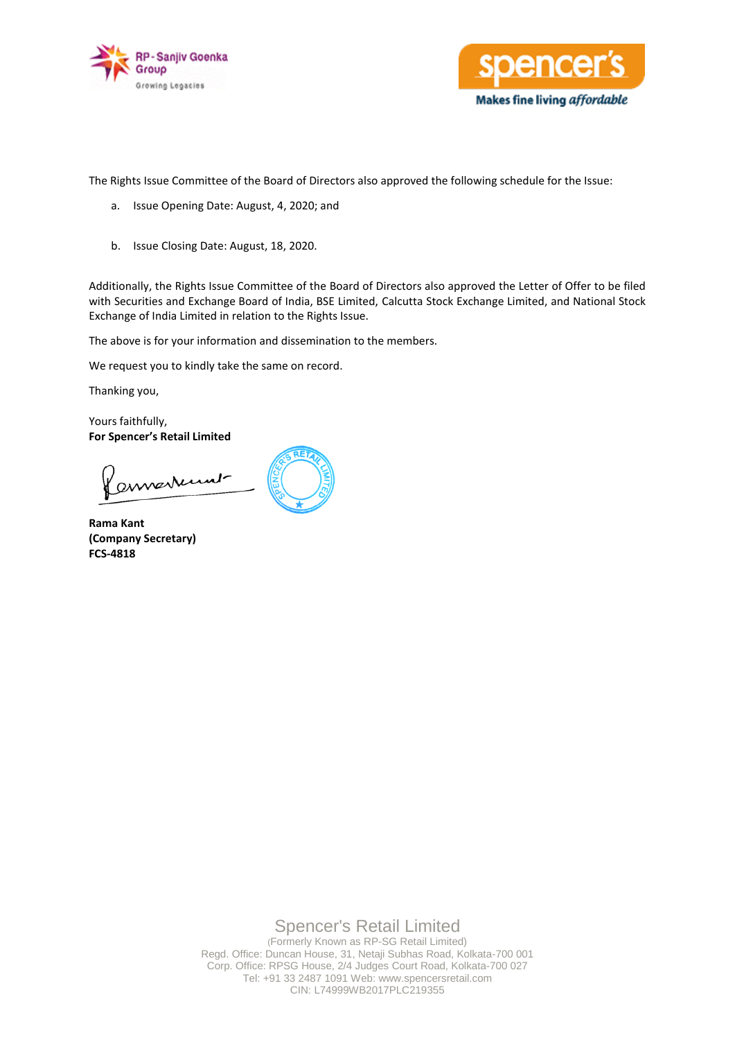The Rights Issue Committee of the Board of Directors also approved the following schedule for the Issue:

a. Issue Opening Date: August, 4, 2020; and

b. Issue Closing Date: August, 18, 2020.

Additionally, the Rights Issue Committee of the Board of Directors also approved the Letter of Offer to be filed with Securities and Exchange Board of India, BSE Limited, Calcutta Stock Exchange Limited, and National Stock Exchange of India Limited in relation to the Rights Issue.

The above is for your information and dissemination to the members.

We request you to kindly take the same on record.

Thanking you,

Yours faithfully,
**For Spencer's Retail Limited**

**Rama Kant**
**(Company Secretary)**
**FCS-4818**

Spencer's Retail Limited
(Formerly Known as RP-SG Retail Limited)
Regd. Office: Duncan House, 31, Netaji Subhas Road, Kolkata-700 001
Corp. Office: RPSG House, 2/4 Judges Court Road, Kolkata-700 027
Tel: +91 33 2487 1091 Web: www.spencersretail.com
CIN: L74999WB2017PLC219355